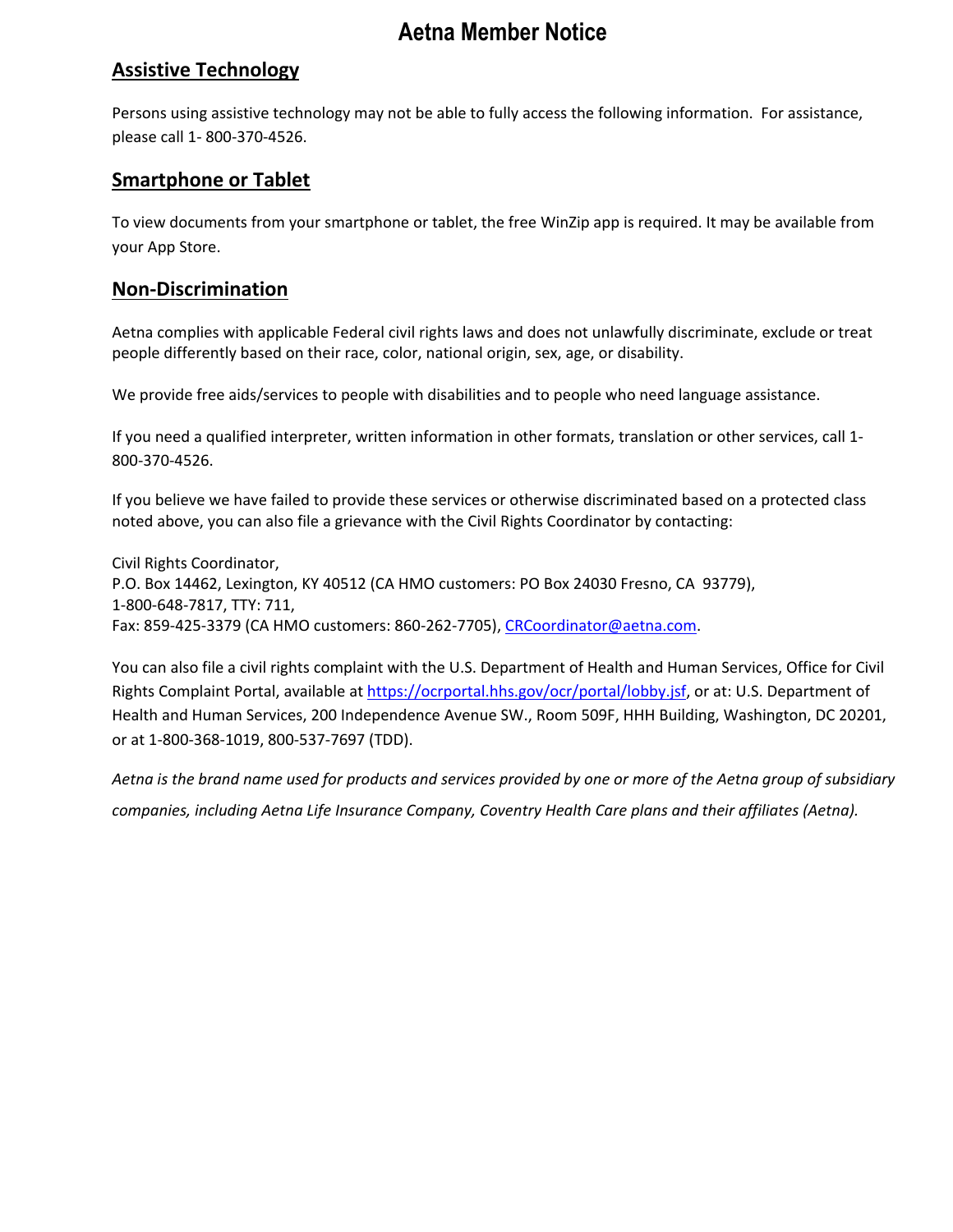# Aetna Member Notice

## Assistive Technology

Persons using assistive technology may not be able to fully access the following information. For assistance, please call 1- 800-370-4526.

## Smartphone or Tablet

To view documents from your smartphone or tablet, the free WinZip app is required. It may be available from your App Store.

## Non-Discrimination

Aetna complies with applicable Federal civil rights laws and does not unlawfully discriminate, exclude or treat people differently based on their race, color, national origin, sex, age, or disability.

We provide free aids/services to people with disabilities and to people who need language assistance.

If you need a qualified interpreter, written information in other formats, translation or other services, call 1-800-370-4526.

If you believe we have failed to provide these services or otherwise discriminated based on a protected class noted above, you can also file a grievance with the Civil Rights Coordinator by contacting:

Civil Rights Coordinator,
P.O. Box 14462, Lexington, KY 40512 (CA HMO customers: PO Box 24030 Fresno, CA 93779),
1-800-648-7817, TTY: 711,
Fax: 859-425-3379 (CA HMO customers: 860-262-7705), CRCoordinator@aetna.com.

You can also file a civil rights complaint with the U.S. Department of Health and Human Services, Office for Civil Rights Complaint Portal, available at https://ocrportal.hhs.gov/ocr/portal/lobby.jsf, or at: U.S. Department of Health and Human Services, 200 Independence Avenue SW., Room 509F, HHH Building, Washington, DC 20201, or at 1-800-368-1019, 800-537-7697 (TDD).

*Aetna is the brand name used for products and services provided by one or more of the Aetna group of subsidiary companies, including Aetna Life Insurance Company, Coventry Health Care plans and their affiliates (Aetna).*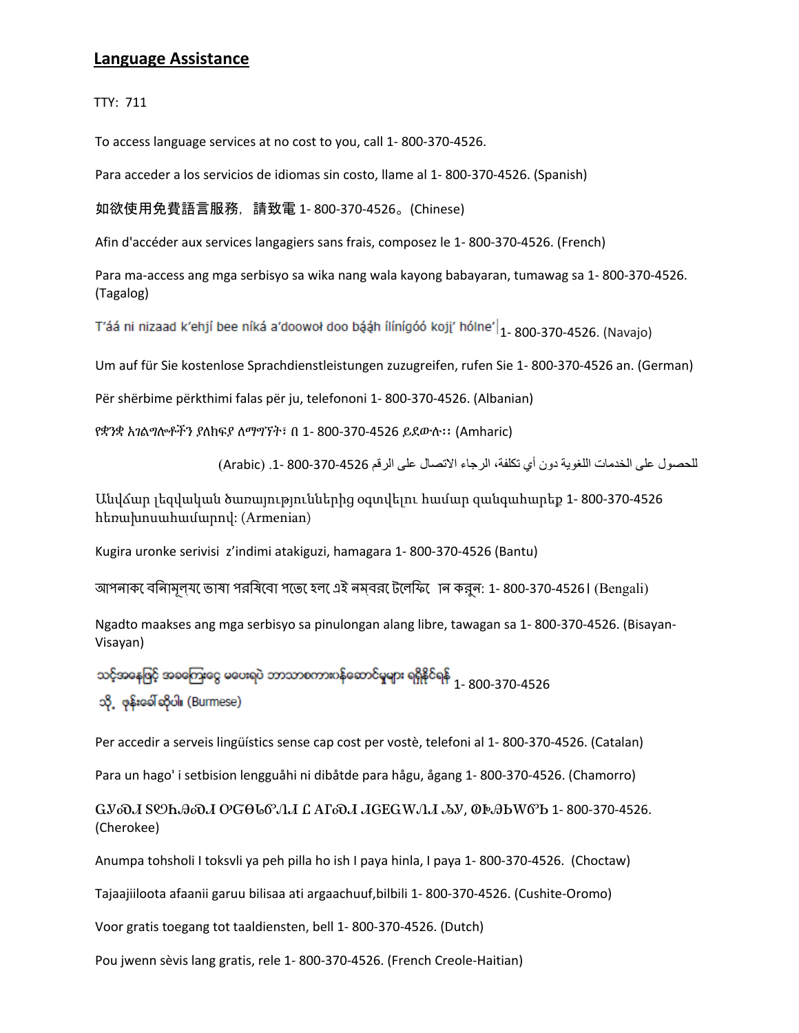## Language Assistance

TTY: 711

To access language services at no cost to you, call 1- 800-370-4526.

Para acceder a los servicios de idiomas sin costo, llame al 1- 800-370-4526. (Spanish)

如欲使用免費語言服務，請致電 1- 800-370-4526。(Chinese)

Afin d'accéder aux services langagiers sans frais, composez le 1- 800-370-4526. (French)

Para ma-access ang mga serbisyo sa wika nang wala kayong babayaran, tumawag sa 1- 800-370-4526. (Tagalog)

T'áá ni nizaad k'ehjí bee níká a'doowoł doo bááh ílínígóó kojį' hólne' 1- 800-370-4526. (Navajo)

Um auf für Sie kostenlose Sprachdienstleistungen zuzugreifen, rufen Sie 1- 800-370-4526 an. (German)

Për shërbime përkthimi falas për ju, telefononi 1- 800-370-4526. (Albanian)

የቋንቋ አገልግሎቶችን ያለክፍያ ለማግኘት፣ በ 1- 800-370-4526 ይደውሉ፡፡ (Amharic)

للحصول على الخدمات اللغوية دون أي تكلفة، الرجاء الاتصال على الرقم 4526-370-800 -1. (Arabic)

Անվճար լեզվական ծառայություններից օգտվելու համար զանգահարեք 1- 800-370-4526 հեռախոսահամարով: (Armenian)

Kugira uronke serivisi z'indimi atakiguzi, hamagara 1- 800-370-4526 (Bantu)

আপনাকে বিনামূল্যে ভাষা পরিষেবা পেতে হলে এই নম্বরে টেলিফোন করুন: 1- 800-370-4526। (Bengali)

Ngadto maakses ang mga serbisyo sa pinulongan alang libre, tawagan sa 1- 800-370-4526. (Bisayan-Visayan)

သင့်အနေဖြင့် အခကြေးငွေ မပေးရပဲ ဘာသာစကားဝန်ဆောင်မှုများ ရရှိနိုင်ရန် 1- 800-370-4526 သို့ ဖုန်းခေါ်ဆိုပါ။ (Burmese)

Per accedir a serveis lingüístics sense cap cost per vostè, telefoni al 1- 800-370-4526. (Catalan)

Para un hago' i setbision lengguåhi ni dibåtde para hågu, ågang 1- 800-370-4526. (Chamorro)

ᏳᎩᎯᏗ ᏚᏬᏂᎯᏍᏗ ᎤᏳᏅᏙᏗ Ꮭ ᎠᎵᎯᏗ ᏗᏓᏤᎳᏁᏗ ᏑᎩ, ᏫᏯᏏᏔᏅ 1- 800-370-4526. (Cherokee)

Anumpa tohsholi I toksvli ya peh pilla ho ish I paya hinla, I paya 1- 800-370-4526. (Choctaw)

Tajaajiiloota afaanii garuu bilisaa ati argaachuuf,bilbili 1- 800-370-4526. (Cushite-Oromo)

Voor gratis toegang tot taaldiensten, bell 1- 800-370-4526. (Dutch)

Pou jwenn sèvis lang gratis, rele 1- 800-370-4526. (French Creole-Haitian)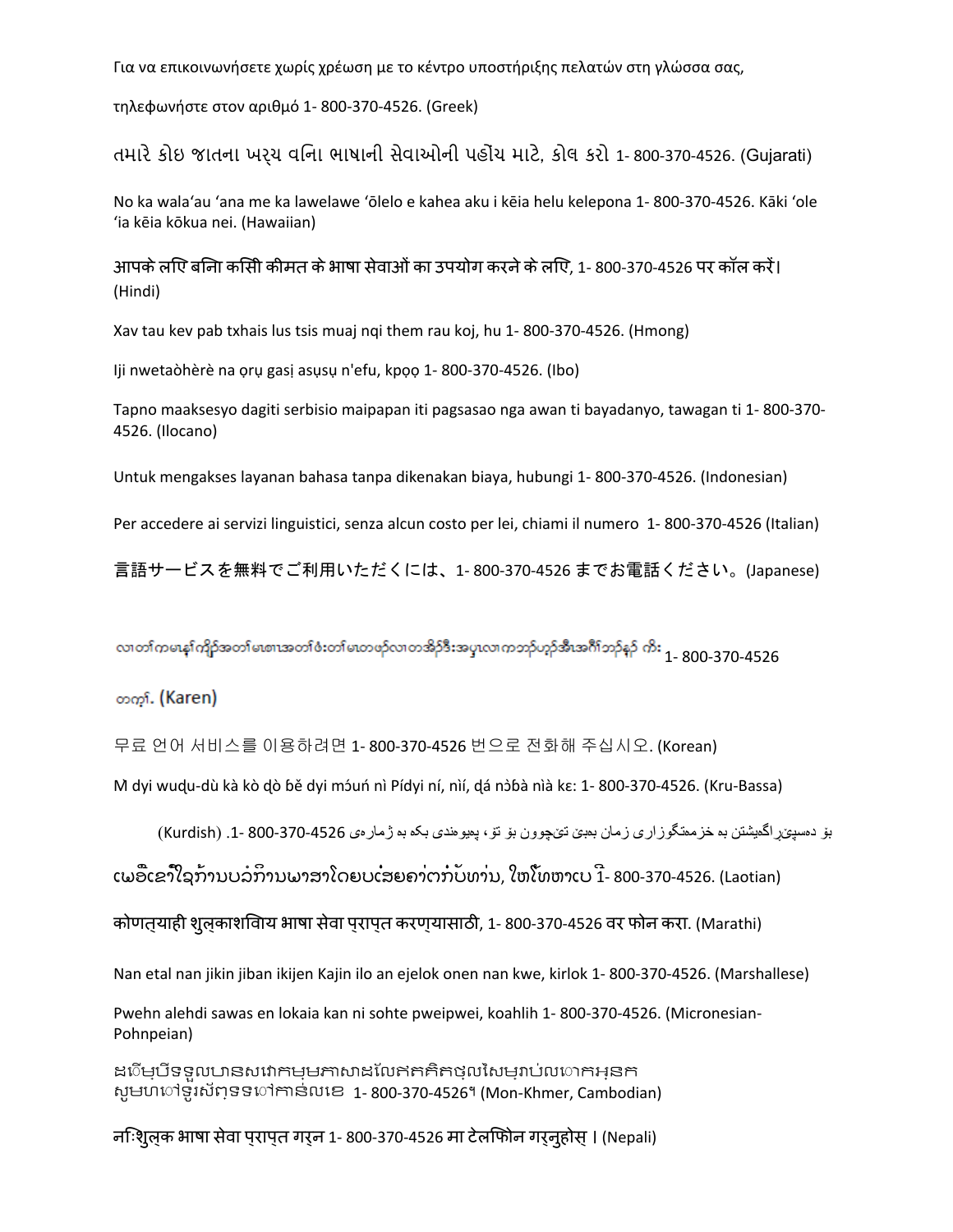Για να επικοινωνήσετε χωρίς χρέωση με το κέντρο υποστήριξης πελατών στη γλώσσα σας,

τηλεφωνήστε στον αριθμό 1- 800-370-4526. (Greek)

તમારે કોઇ જાતના ખર્ચ વિના ભાષાની સેવાઓની પહોંચ માટે, કોલ કરો 1- 800-370-4526. (Gujarati)

No ka wala'au 'ana me ka lawelawe 'ōlelo e kahea aku i kēia helu kelepona 1- 800-370-4526. Kāki 'ole 'ia kēia kōkua nei. (Hawaiian)

आपके लिए बिना किसी कीमत के भाषा सेवाओं का उपयोग करने के लिए, 1- 800-370-4526 पर कॉल करें। (Hindi)

Xav tau kev pab txhais lus tsis muaj nqi them rau koj, hu 1- 800-370-4526. (Hmong)

Iji nwetaòhèrè na ọrụ gasị asụsụ n'efu, kpọọ 1- 800-370-4526. (Ibo)

Tapno maaksesyo dagiti serbisio maipapan iti pagsasao nga awan ti bayadanyo, tawagan ti 1- 800-370-4526. (Ilocano)

Untuk mengakses layanan bahasa tanpa dikenakan biaya, hubungi 1- 800-370-4526. (Indonesian)

Per accedere ai servizi linguistici, senza alcun costo per lei, chiami il numero 1- 800-370-4526 (Italian)

言語サービスを無料でご利用いただくには、1- 800-370-4526 までお電話ください。(Japanese)

လၢတၢ်ကမၤန့ၢ်ကျိာ်အတၢ်မၤစၢၤအတၢ်ဖံးတၢ်မၤတဖဉ်လၢတအိဉ်ဒီးအပ့ၢ်လၢကဘဉ်ဟ့ဉ်အီၤအဂီၢ်ဘဉ်နှဉ် ကိး 1- 800-370-4526 တက့ၢ်. (Karen)

무료 언어 서비스를 이용하려면 1- 800-370-4526 번으로 전화해 주십시오. (Korean)

M dyi wuɖu-dù kà kò ɖò ɓĕ dyi mɔ́uń nì Pídyi ní, nìí, ɖá nɔ̀ɓà nìà kɛ: 1- 800-370-4526. (Kru-Bassa)

بۆ دەسپێڕاگەیشتن بە خزمەتگوزاری زمان بەبێ تێچوون بۆ تۆ، پەیوەندی بکە بە ژمارەی 1- 800-370-4526. (Kurdish)

ເພື່ອເຂົ້າໃຊ້ການບໍລິການພາສາໂດຍບໍ່ເສຍຄ່າຕໍ່ກັບທ່ານ, ໃຫ້ໂທຫາເບີ 1- 800-370-4526. (Laotian)

कोणत्याही शुल्काशिवाय भाषा सेवा प्राप्त करण्यासाठी, 1- 800-370-4526 वर फोन करा. (Marathi)

Nan etal nan jikin jiban ikijen Kajin ilo an ejelok onen nan kwe, kirlok 1- 800-370-4526. (Marshallese)

Pwehn alehdi sawas en lokaia kan ni sohte pweipwei, koahlih 1- 800-370-4526. (Micronesian-Pohnpeian)

ដើម្បីទទួលបានសេវាកម្មភាសាដែលឥតគិតថ្លៃសម្រាប់លោកអ្នក សូមហៅទូរស័ព្ទទៅកាន់លេខ 1- 800-370-4526។ (Mon-Khmer, Cambodian)

नःशुल्क भाषा सेवा प्राप्त गर्न 1- 800-370-4526 मा टेलफोन गर्नुहोस् । (Nepali)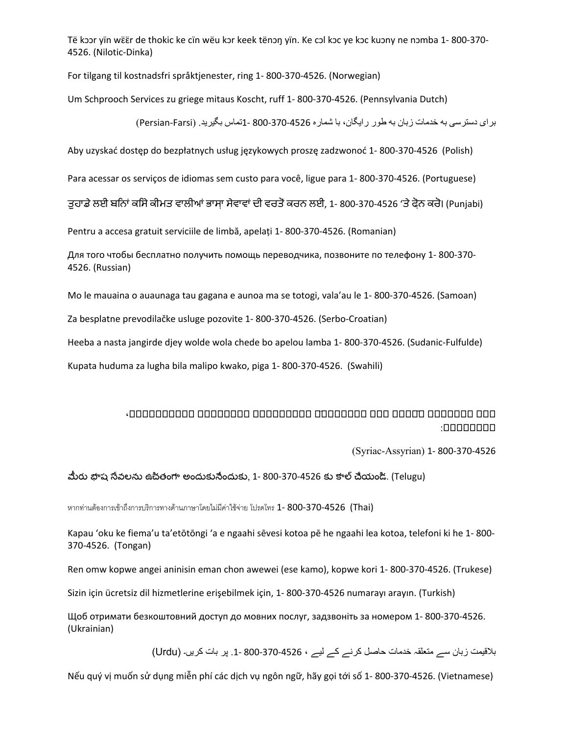Të kɔɔr yïn wëër de thokic ke cïn wëu kɔr keek tënɔŋ yïn. Ke cɔl kɔc ye kɔc kuɔny ne nɔmba 1- 800-370-4526. (Nilotic-Dinka)

For tilgang til kostnadsfri språktjenester, ring 1- 800-370-4526. (Norwegian)

Um Schprooch Services zu griege mitaus Koscht, ruff 1- 800-370-4526. (Pennsylvania Dutch)

برای دسترسی به خدمات زبان به طور رایگان، با شماره 4526-370-800 -1تماس بگیرید. (Persian-Farsi)

Aby uzyskać dostęp do bezpłatnych usług językowych proszę zadzwonoć 1- 800-370-4526 (Polish)

Para acessar os serviços de idiomas sem custo para você, ligue para 1- 800-370-4526. (Portuguese)

ਤੁਹਾਡੇ ਲਈ ਬਨਿਾਂ ਕਸਿ ਕੀਮਤ ਵਾਲੀਆਂ ਭਾਸ਼ਾ ਸੇਵਾਵਾਂ ਦੀ ਵਰਤੋਂ ਕਰਨ ਲਈ, 1- 800-370-4526 'ਤੇ ਫ਼ੋਨ ਕਰੋ। (Punjabi)

Pentru a accesa gratuit serviciile de limbă, apelați 1- 800-370-4526. (Romanian)

Для того чтобы бесплатно получить помощь переводчика, позвоните по телефону 1- 800-370-4526. (Russian)

Mo le mauaina o auaunaga tau gagana e aunoa ma se totogi, vala'au le 1- 800-370-4526. (Samoan)

Za besplatne prevodilačke usluge pozovite 1- 800-370-4526. (Serbo-Croatian)

Heeba a nasta jangirde djey wolde wola chede bo apelou lamba 1- 800-370-4526. (Sudanic-Fulfulde)

Kupata huduma za lugha bila malipo kwako, piga 1- 800-370-4526. (Swahili)

،□□□□□□□□□□ □□□□□□□□ □□□□□□□□□ □□□□□□□□ □□□ □□□□□ □□□□□□□ □□□ :□□□□□□□□

(Syriac-Assyrian) 1- 800-370-4526

మీరు భాష సేవలను ఉచితంగా అందుకునేందుకు, 1- 800-370-4526 కు కాల్ చేయండి. (Telugu)

หากท่านต้องการเข้าถึงการบริการทางด้านภาษาโดยไม่มีค่าใช้จ่าย โปรดโทร 1- 800-370-4526 (Thai)

Kapau 'oku ke fiema'u ta'etōtōngi 'a e ngaahi sēvesi kotoa pē he ngaahi lea kotoa, telefoni ki he 1- 800-370-4526. (Tongan)

Ren omw kopwe angei aninisin eman chon awewei (ese kamo), kopwe kori 1- 800-370-4526. (Trukese)

Sizin için ücretsiz dil hizmetlerine erişebilmek için, 1- 800-370-4526 numarayı arayın. (Turkish)

Щоб отримати безкоштовний доступ до мовних послуг, задзвоніть за номером 1- 800-370-4526. (Ukrainian)

بلاقیمت زبان سے متعلقہ خدمات حاصل کرنے کے لیے ، 4526-370-800 -1. پر بات کریں۔ (Urdu)

Nếu quý vị muốn sử dụng miễn phí các dịch vụ ngôn ngữ, hãy gọi tới số 1- 800-370-4526. (Vietnamese)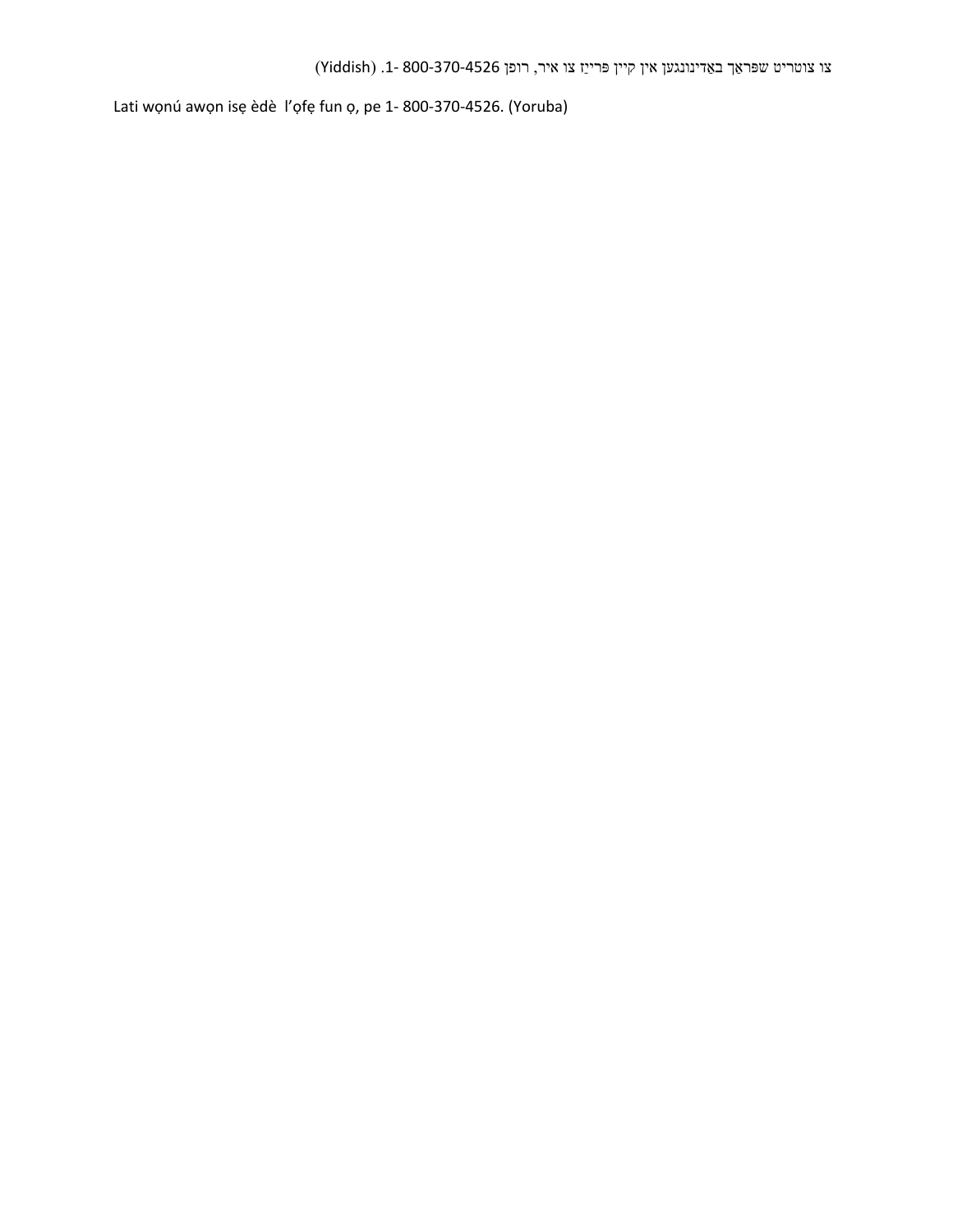צו צוטריט שפּראַך באַדינונגען אין קיין פּרייַז צו איר, רופן 4526-370-800 -1. (Yiddish)

Lati wọnú awọn isẹ èdè l’ọfẹ fun ọ, pe 1- 800-370-4526. (Yoruba)